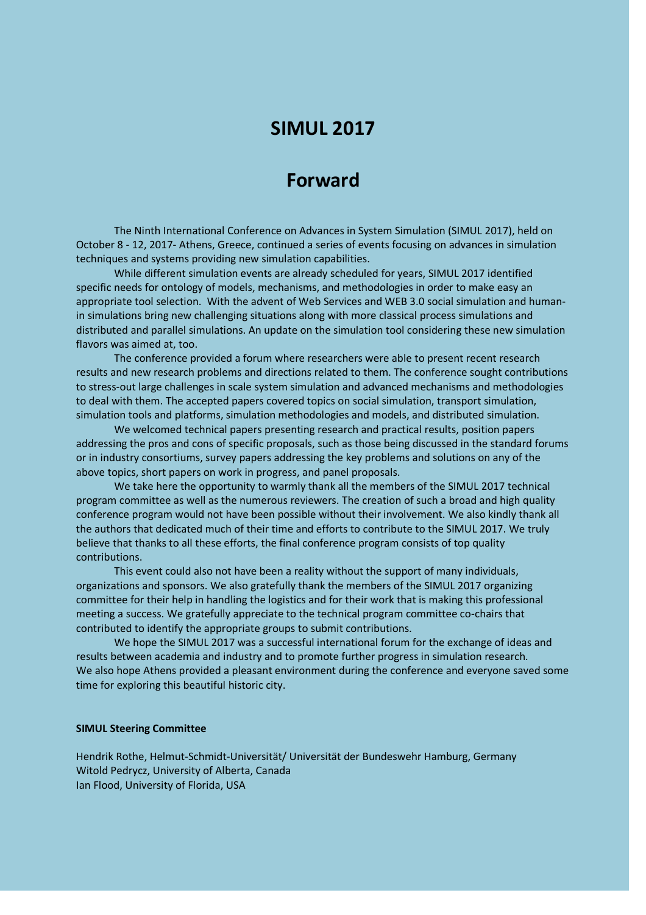# SIMUL 2017

## Forward

The Ninth International Conference on Advances in System Simulation (SIMUL 2017), held on October 8 - 12, 2017- Athens, Greece, continued a series of events focusing on advances in simulation techniques and systems providing new simulation capabilities.

While different simulation events are already scheduled for years, SIMUL 2017 identified specific needs for ontology of models, mechanisms, and methodologies in order to make easy an appropriate tool selection. With the advent of Web Services and WEB 3.0 social simulation and human-in simulations bring new challenging situations along with more classical process simulations and distributed and parallel simulations. An update on the simulation tool considering these new simulation flavors was aimed at, too.

The conference provided a forum where researchers were able to present recent research results and new research problems and directions related to them. The conference sought contributions to stress-out large challenges in scale system simulation and advanced mechanisms and methodologies to deal with them. The accepted papers covered topics on social simulation, transport simulation, simulation tools and platforms, simulation methodologies and models, and distributed simulation.

We welcomed technical papers presenting research and practical results, position papers addressing the pros and cons of specific proposals, such as those being discussed in the standard forums or in industry consortiums, survey papers addressing the key problems and solutions on any of the above topics, short papers on work in progress, and panel proposals.

We take here the opportunity to warmly thank all the members of the SIMUL 2017 technical program committee as well as the numerous reviewers. The creation of such a broad and high quality conference program would not have been possible without their involvement. We also kindly thank all the authors that dedicated much of their time and efforts to contribute to the SIMUL 2017. We truly believe that thanks to all these efforts, the final conference program consists of top quality contributions.

This event could also not have been a reality without the support of many individuals, organizations and sponsors. We also gratefully thank the members of the SIMUL 2017 organizing committee for their help in handling the logistics and for their work that is making this professional meeting a success. We gratefully appreciate to the technical program committee co-chairs that contributed to identify the appropriate groups to submit contributions.

We hope the SIMUL 2017 was a successful international forum for the exchange of ideas and results between academia and industry and to promote further progress in simulation research. We also hope Athens provided a pleasant environment during the conference and everyone saved some time for exploring this beautiful historic city.

**SIMUL Steering Committee**

Hendrik Rothe, Helmut-Schmidt-Universität/ Universität der Bundeswehr Hamburg, Germany
Witold Pedrycz, University of Alberta, Canada
Ian Flood, University of Florida, USA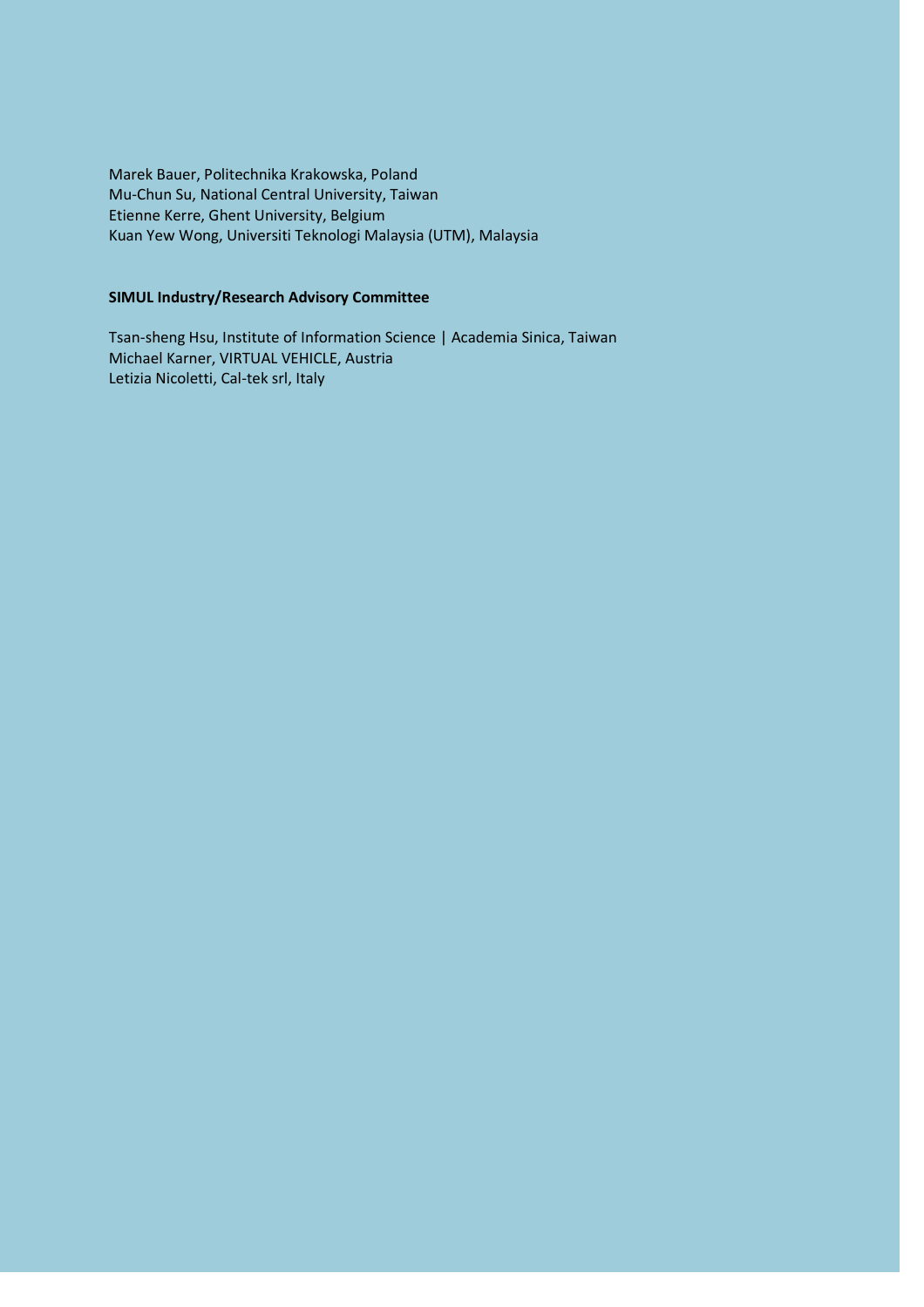Marek Bauer, Politechnika Krakowska, Poland
Mu-Chun Su, National Central University, Taiwan
Etienne Kerre, Ghent University, Belgium
Kuan Yew Wong, Universiti Teknologi Malaysia (UTM), Malaysia

**SIMUL Industry/Research Advisory Committee**

Tsan-sheng Hsu, Institute of Information Science | Academia Sinica, Taiwan
Michael Karner, VIRTUAL VEHICLE, Austria
Letizia Nicoletti, Cal-tek srl, Italy